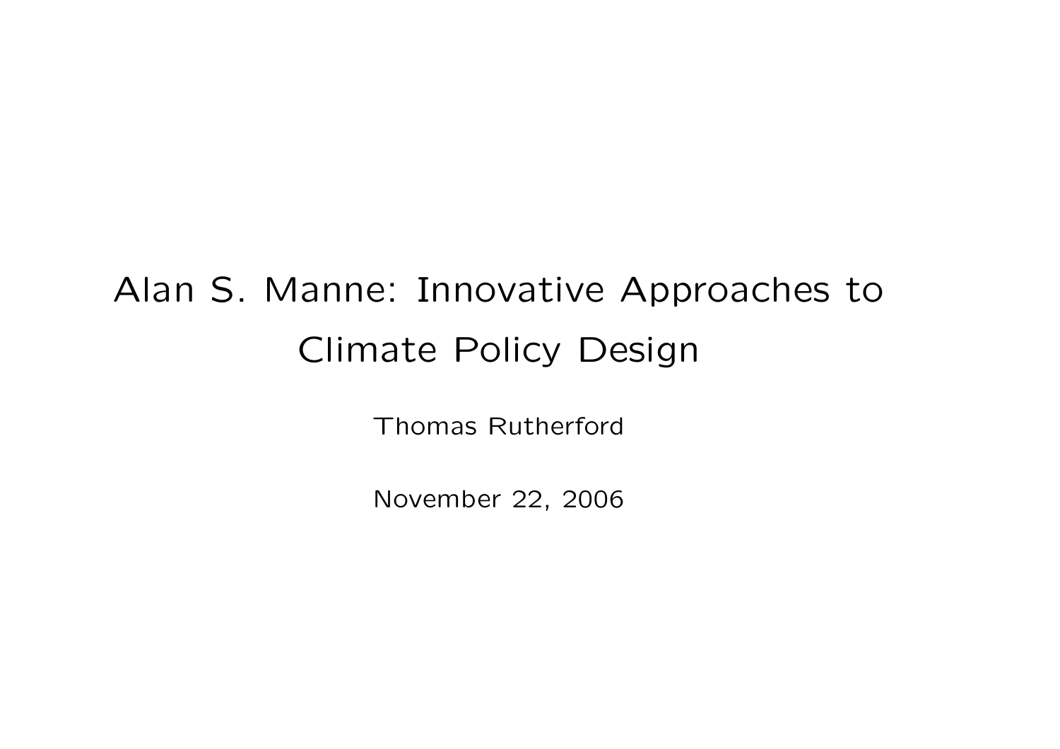# Alan S. Manne: Innovative Approaches to Climate Policy Design

Thomas Rutherford

November 22, 2006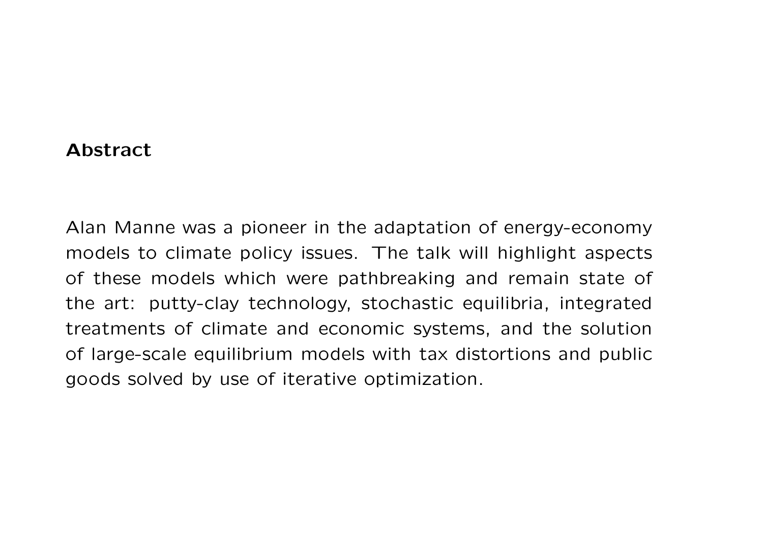**Abstract**

Alan Manne was a pioneer in the adaptation of energy-economy models to climate policy issues. The talk will highlight aspects of these models which were pathbreaking and remain state of the art: putty-clay technology, stochastic equilibria, integrated treatments of climate and economic systems, and the solution of large-scale equilibrium models with tax distortions and public goods solved by use of iterative optimization.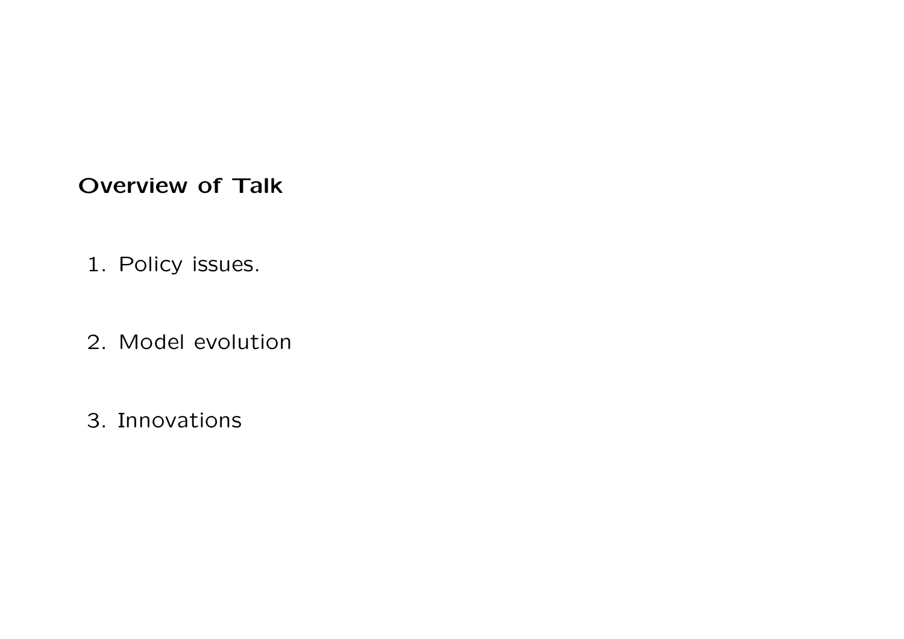**Overview of Talk**

1. Policy issues.

2. Model evolution

3. Innovations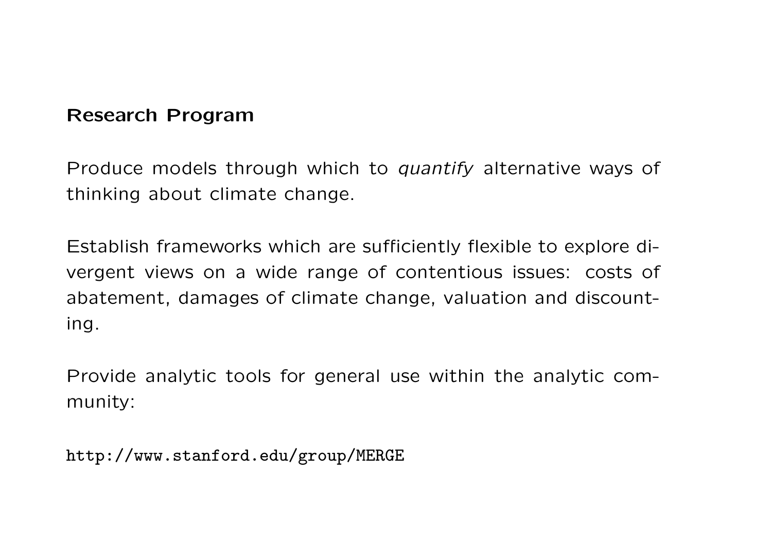## Research Program

Produce models through which to *quantify* alternative ways of thinking about climate change.

Establish frameworks which are sufficiently flexible to explore divergent views on a wide range of contentious issues: costs of abatement, damages of climate change, valuation and discounting.

Provide analytic tools for general use within the analytic community:

`http://www.stanford.edu/group/MERGE`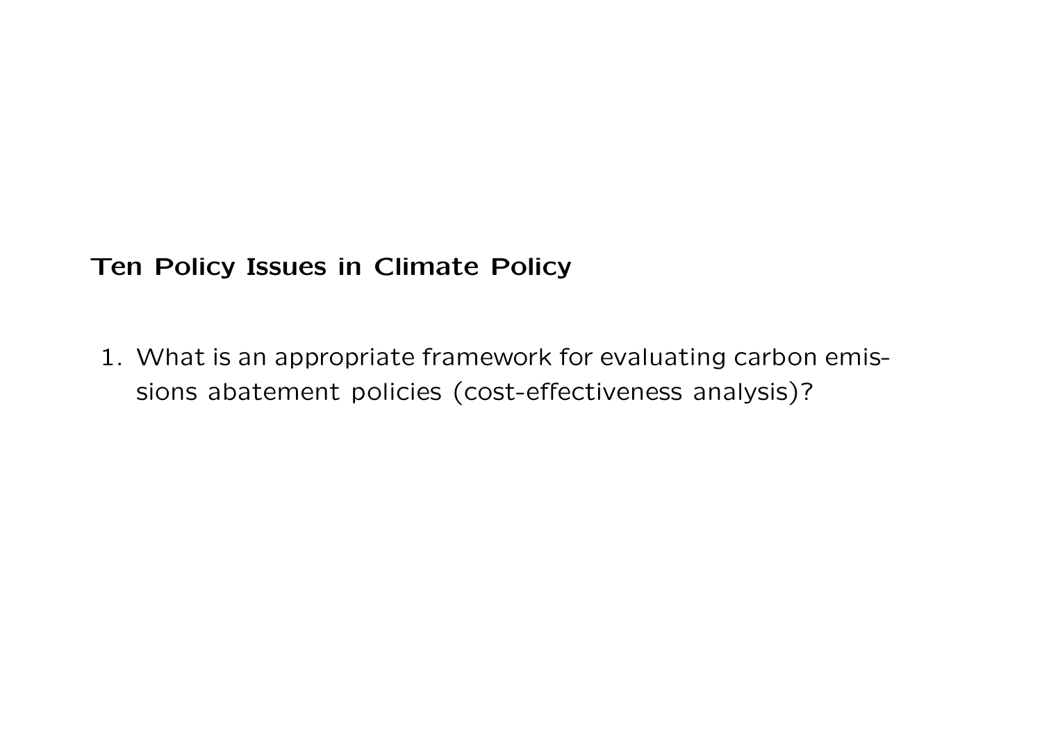**Ten Policy Issues in Climate Policy**

1. What is an appropriate framework for evaluating carbon emissions abatement policies (cost-effectiveness analysis)?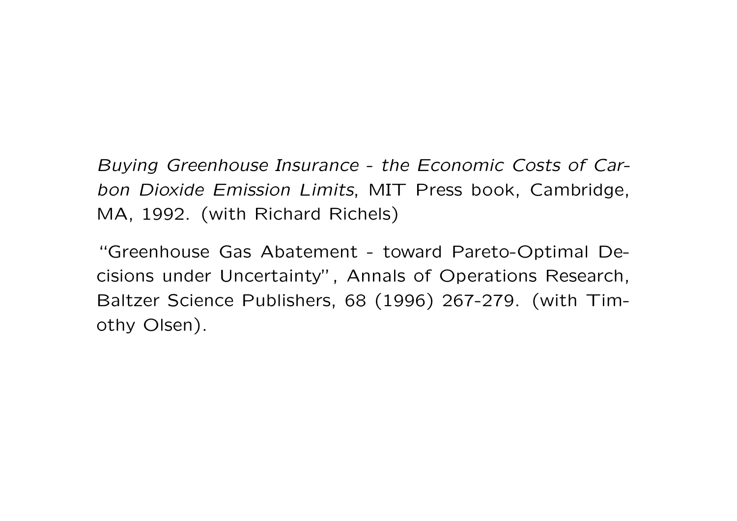*Buying Greenhouse Insurance - the Economic Costs of Carbon Dioxide Emission Limits*, MIT Press book, Cambridge, MA, 1992. (with Richard Richels)

"Greenhouse Gas Abatement - toward Pareto-Optimal Decisions under Uncertainty", Annals of Operations Research, Baltzer Science Publishers, 68 (1996) 267-279. (with Timothy Olsen).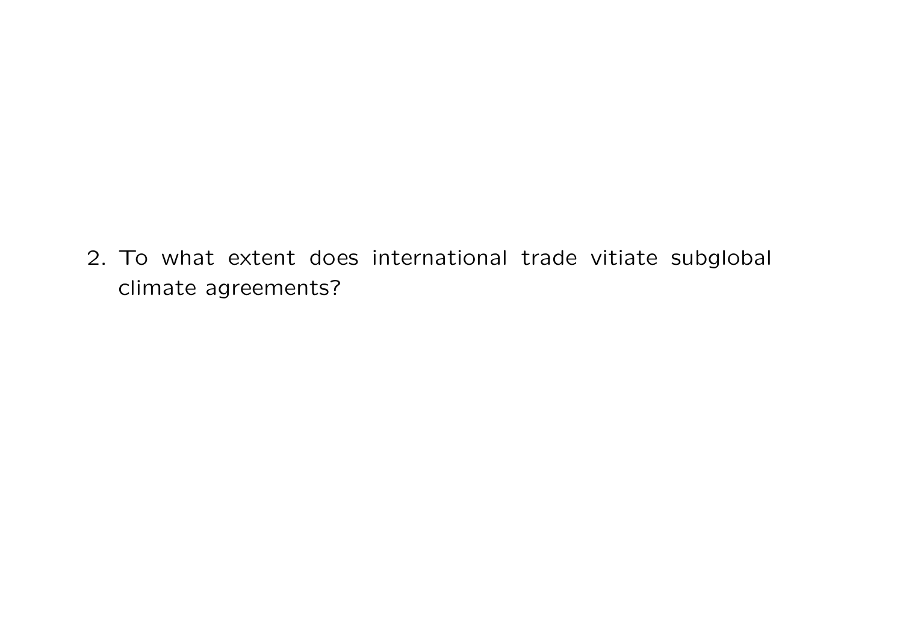2. To what extent does international trade vitiate subglobal climate agreements?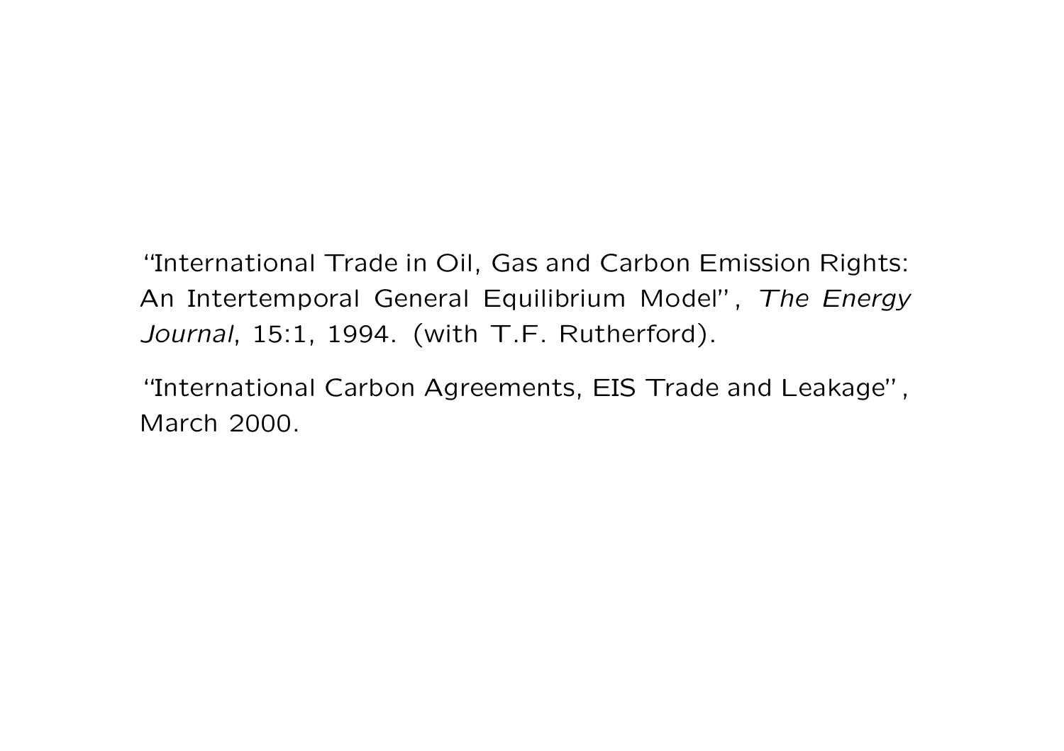"International Trade in Oil, Gas and Carbon Emission Rights: An Intertemporal General Equilibrium Model", *The Energy Journal*, 15:1, 1994. (with T.F. Rutherford).

"International Carbon Agreements, EIS Trade and Leakage", March 2000.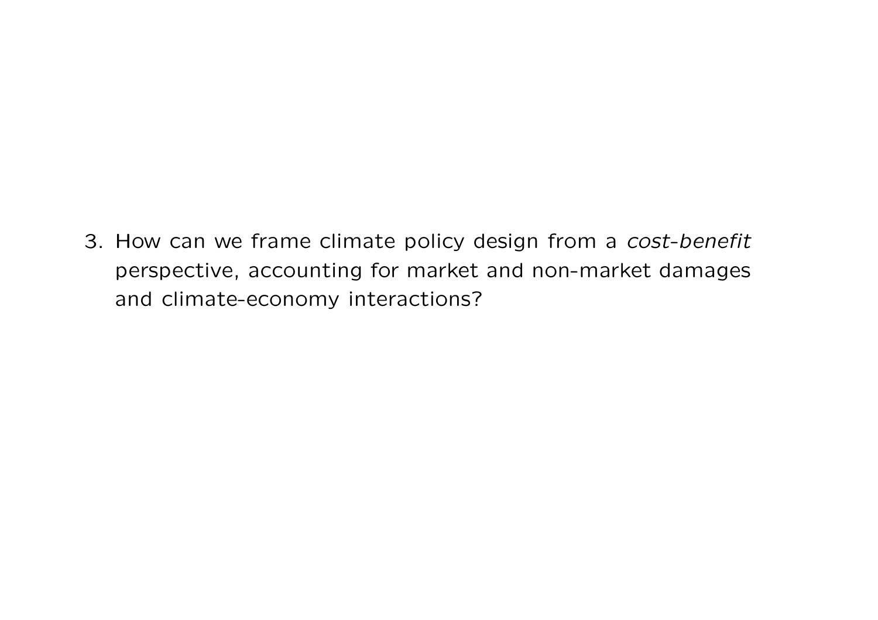3. How can we frame climate policy design from a *cost-benefit* perspective, accounting for market and non-market damages and climate-economy interactions?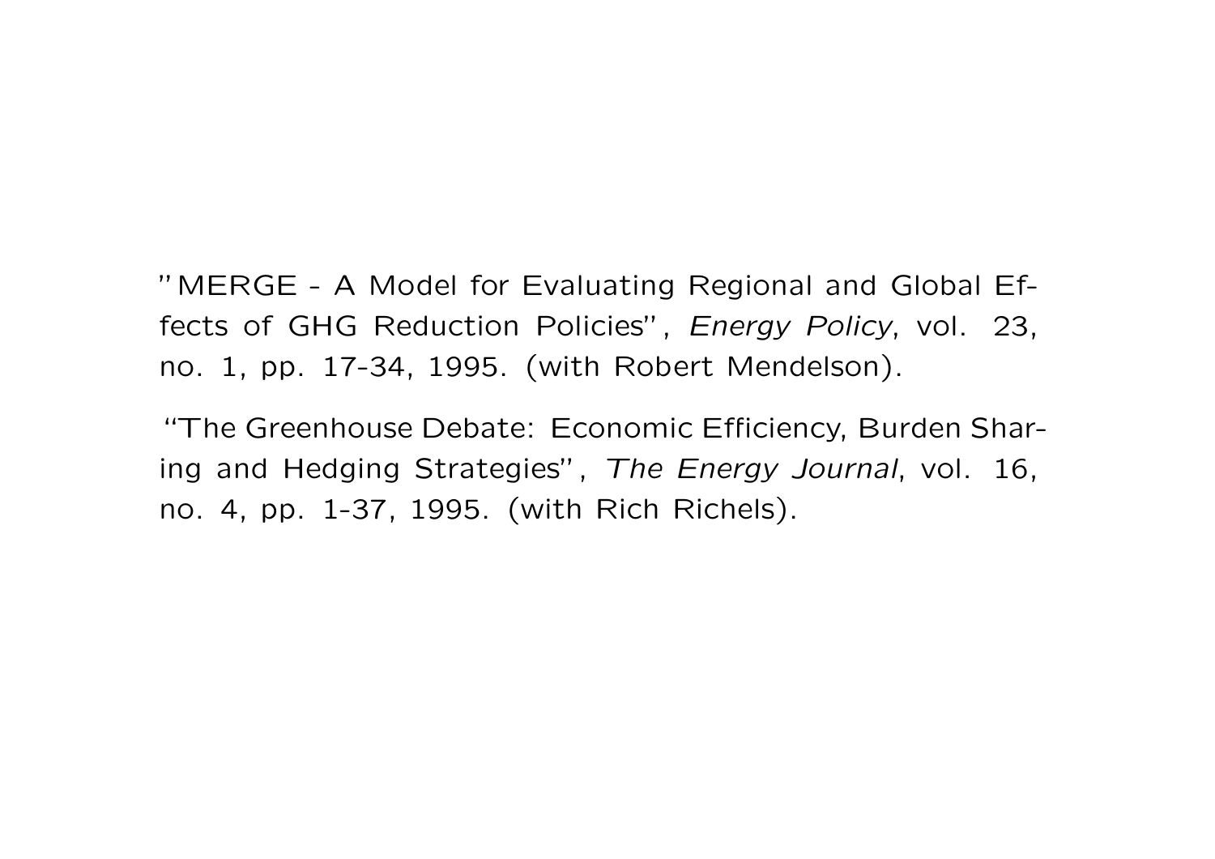"MERGE - A Model for Evaluating Regional and Global Effects of GHG Reduction Policies", *Energy Policy*, vol. 23, no. 1, pp. 17-34, 1995. (with Robert Mendelson).

"The Greenhouse Debate: Economic Efficiency, Burden Sharing and Hedging Strategies", *The Energy Journal*, vol. 16, no. 4, pp. 1-37, 1995. (with Rich Richels).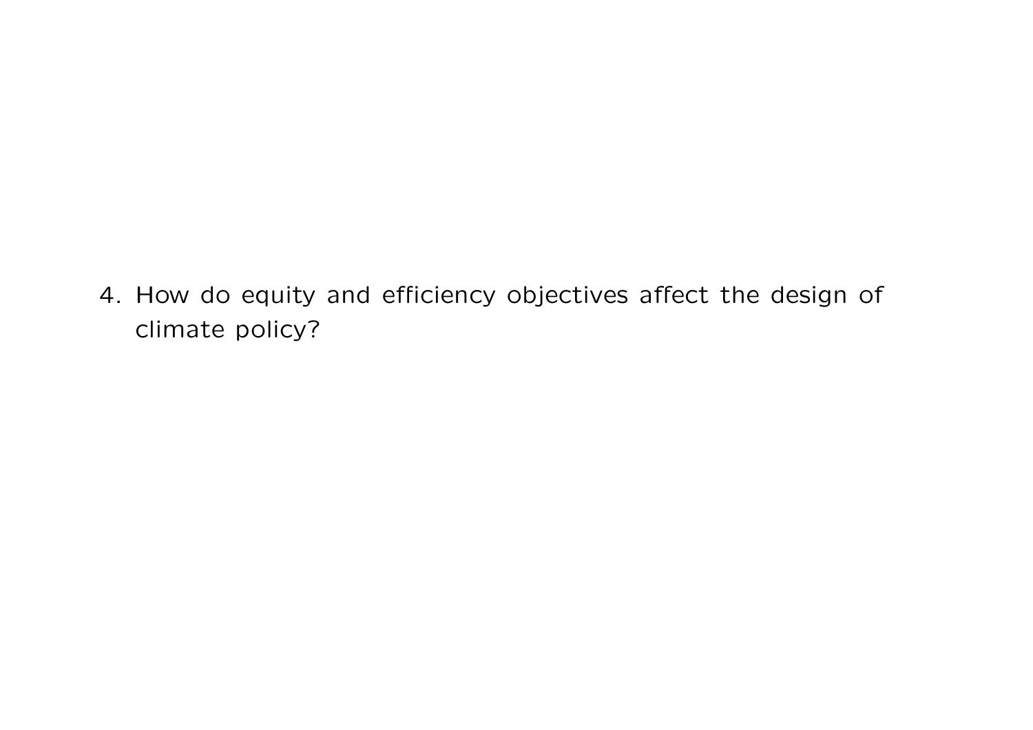4. How do equity and efficiency objectives affect the design of climate policy?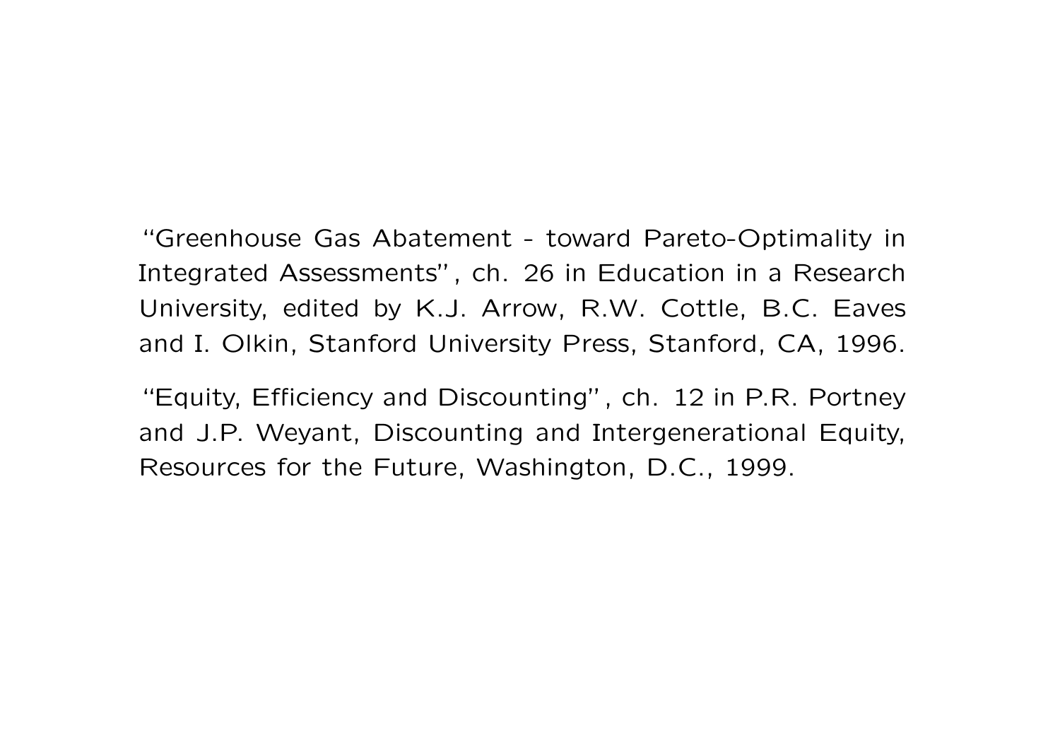"Greenhouse Gas Abatement - toward Pareto-Optimality in Integrated Assessments", ch. 26 in Education in a Research University, edited by K.J. Arrow, R.W. Cottle, B.C. Eaves and I. Olkin, Stanford University Press, Stanford, CA, 1996.

"Equity, Efficiency and Discounting", ch. 12 in P.R. Portney and J.P. Weyant, Discounting and Intergenerational Equity, Resources for the Future, Washington, D.C., 1999.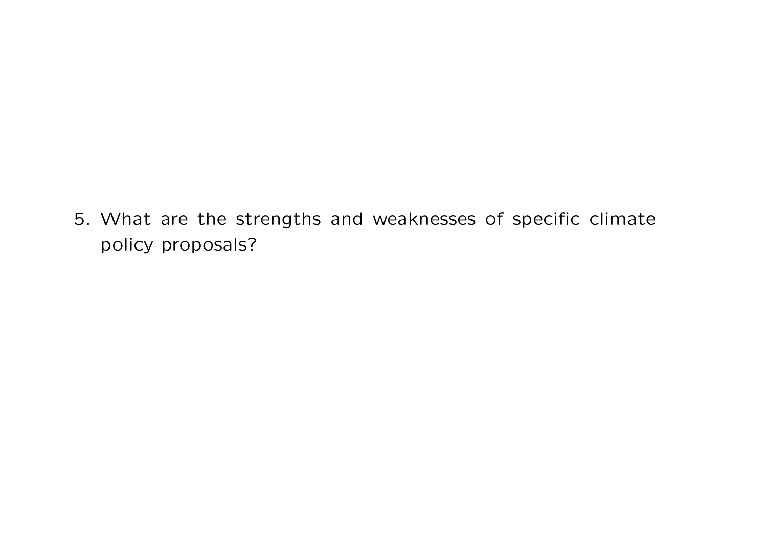5. What are the strengths and weaknesses of specific climate policy proposals?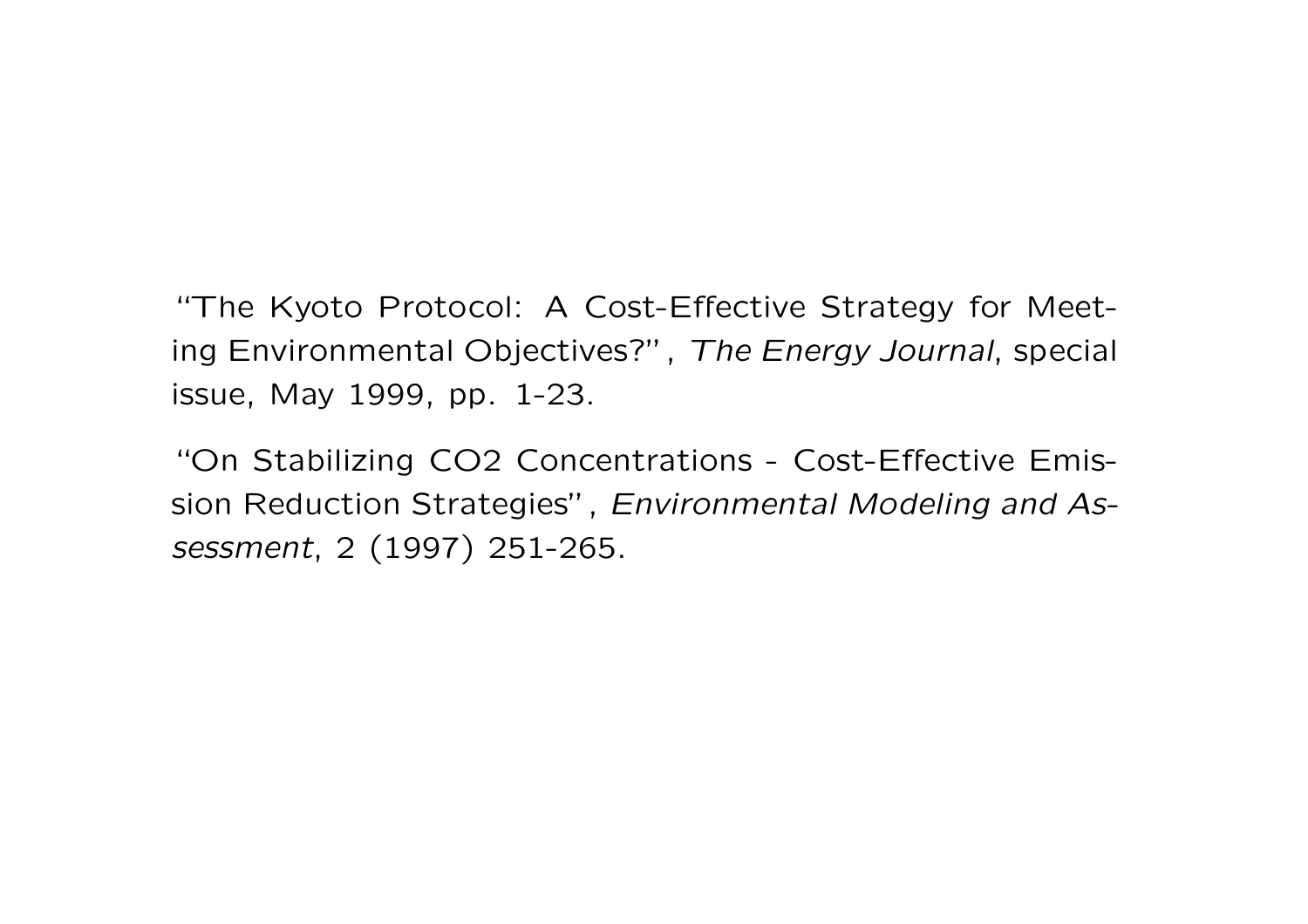"The Kyoto Protocol: A Cost-Effective Strategy for Meeting Environmental Objectives?", *The Energy Journal*, special issue, May 1999, pp. 1-23.

"On Stabilizing CO2 Concentrations - Cost-Effective Emission Reduction Strategies", *Environmental Modeling and Assessment*, 2 (1997) 251-265.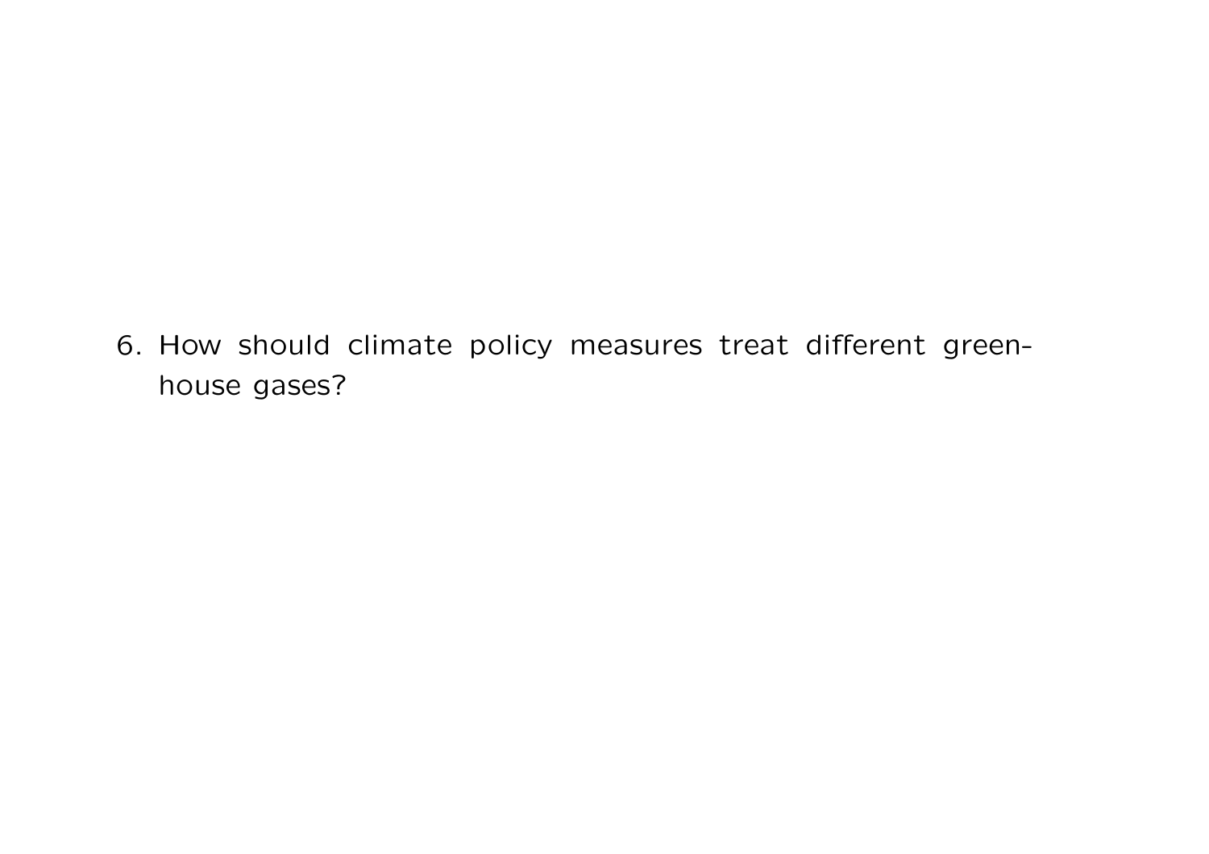6. How should climate policy measures treat different greenhouse gases?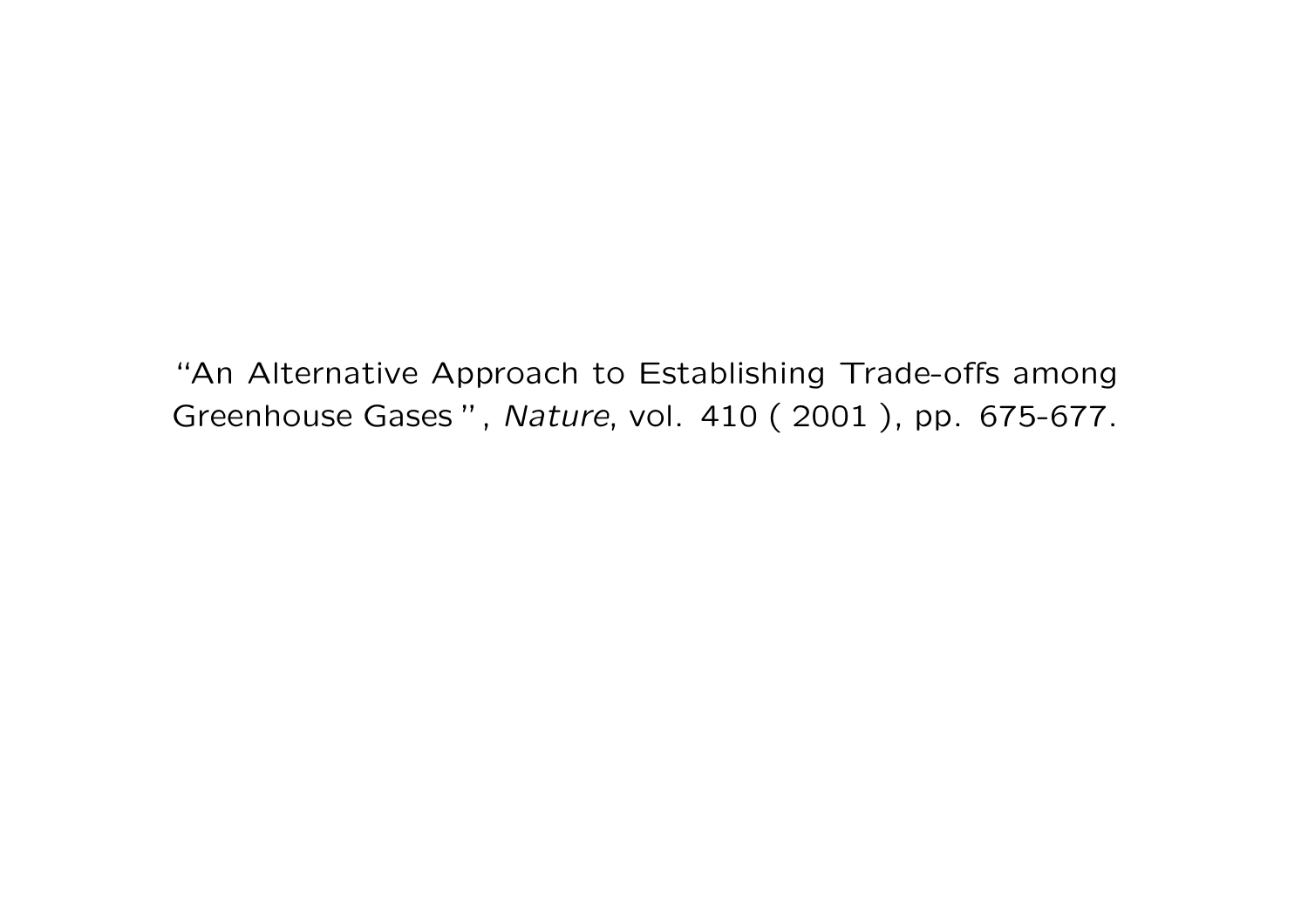"An Alternative Approach to Establishing Trade-offs among Greenhouse Gases", *Nature*, vol. 410 ( 2001 ), pp. 675-677.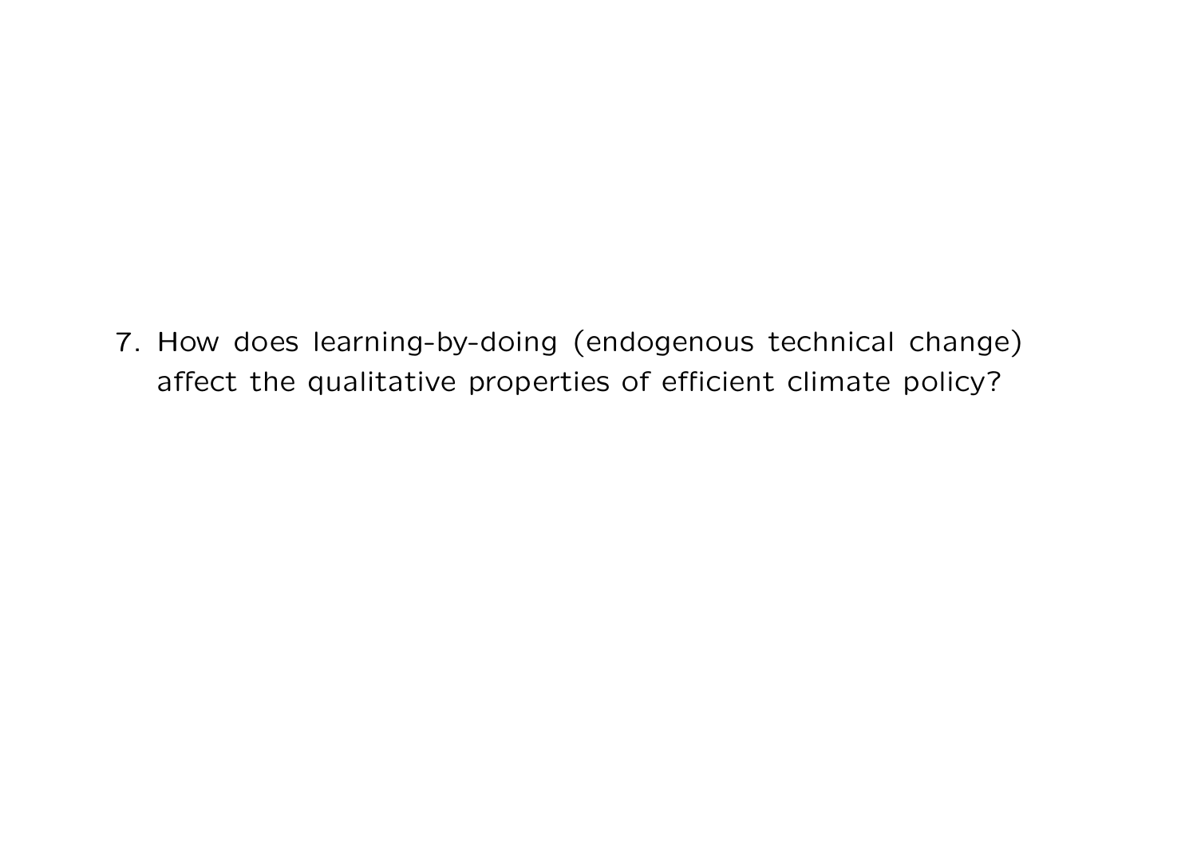7. How does learning-by-doing (endogenous technical change) affect the qualitative properties of efficient climate policy?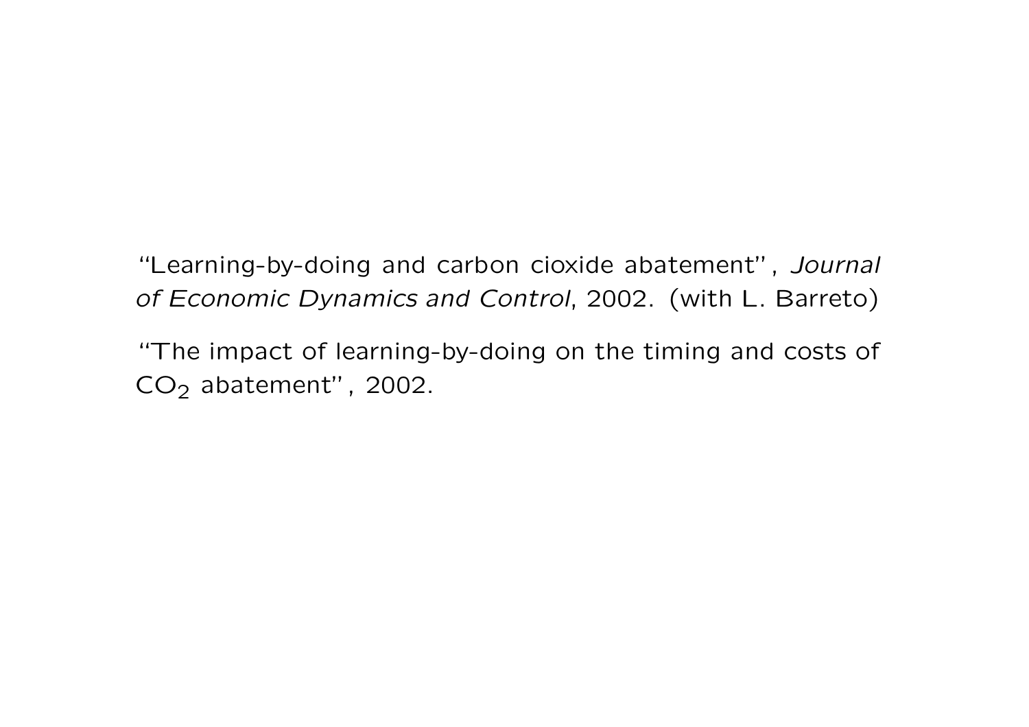"Learning-by-doing and carbon cioxide abatement", *Journal of Economic Dynamics and Control*, 2002. (with L. Barreto)

"The impact of learning-by-doing on the timing and costs of $CO_2$ abatement", 2002.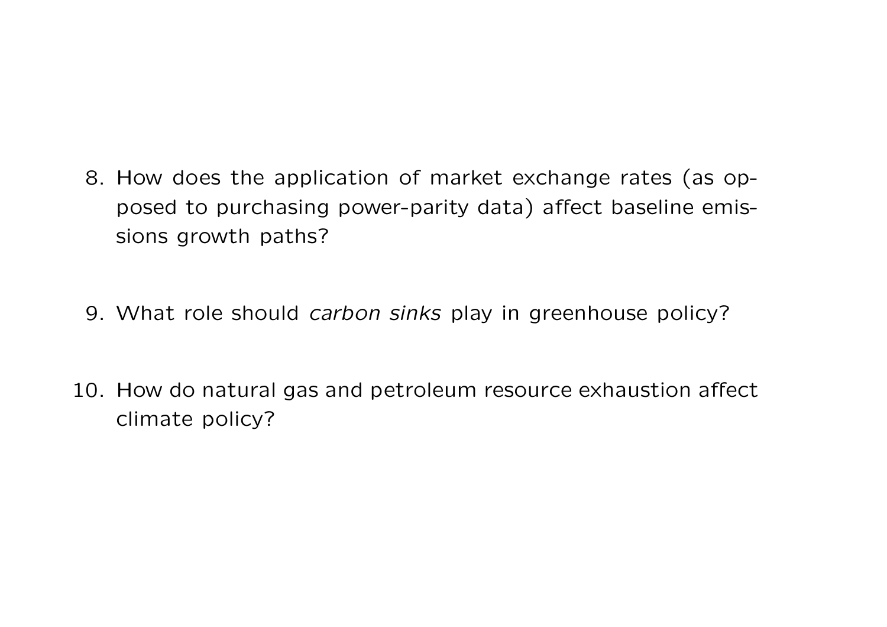8. How does the application of market exchange rates (as opposed to purchasing power-parity data) affect baseline emissions growth paths?

9. What role should *carbon sinks* play in greenhouse policy?

10. How do natural gas and petroleum resource exhaustion affect climate policy?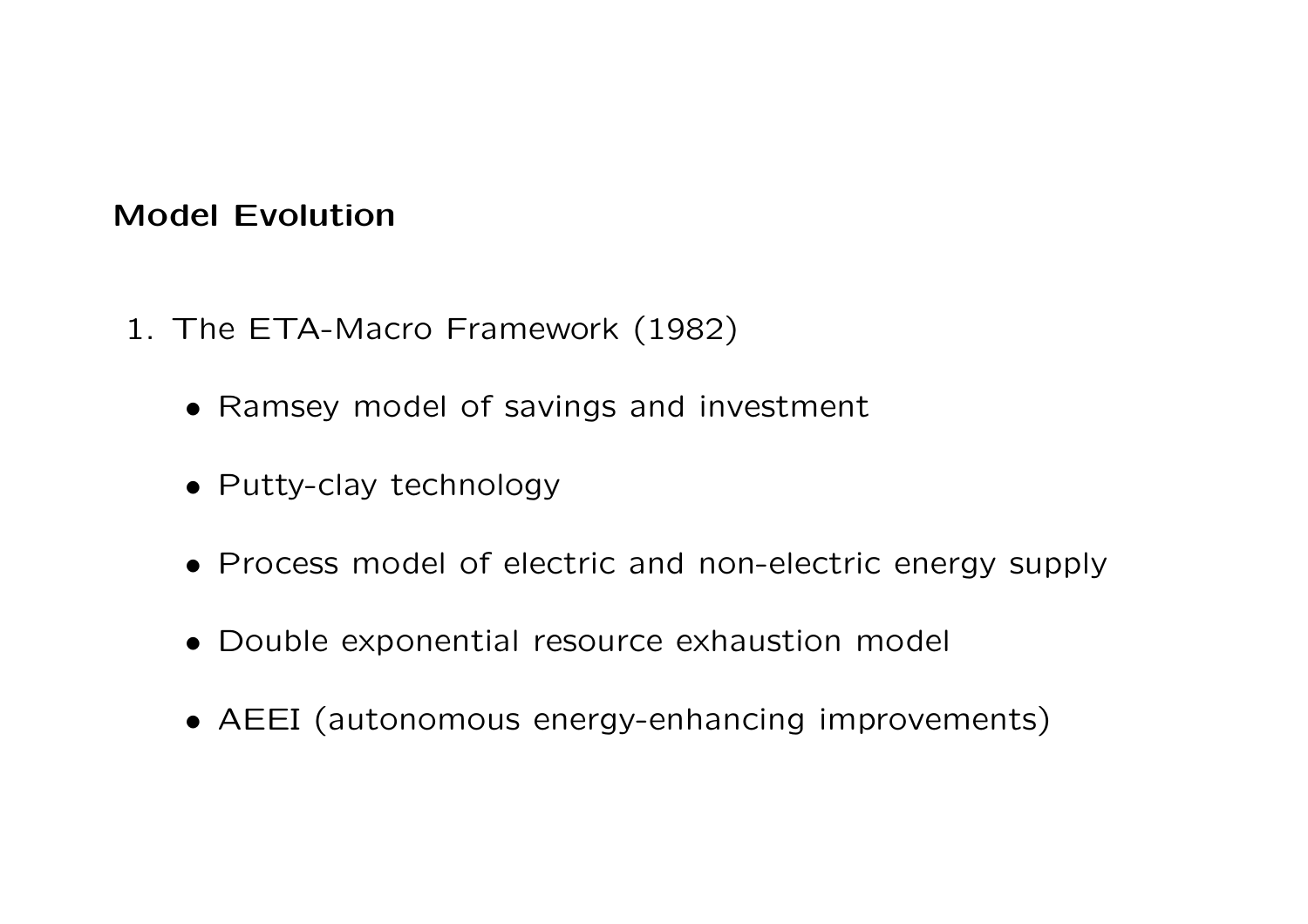**Model Evolution**

1. The ETA-Macro Framework (1982)

   - Ramsey model of savings and investment
   - Putty-clay technology
   - Process model of electric and non-electric energy supply
   - Double exponential resource exhaustion model
   - AEEI (autonomous energy-enhancing improvements)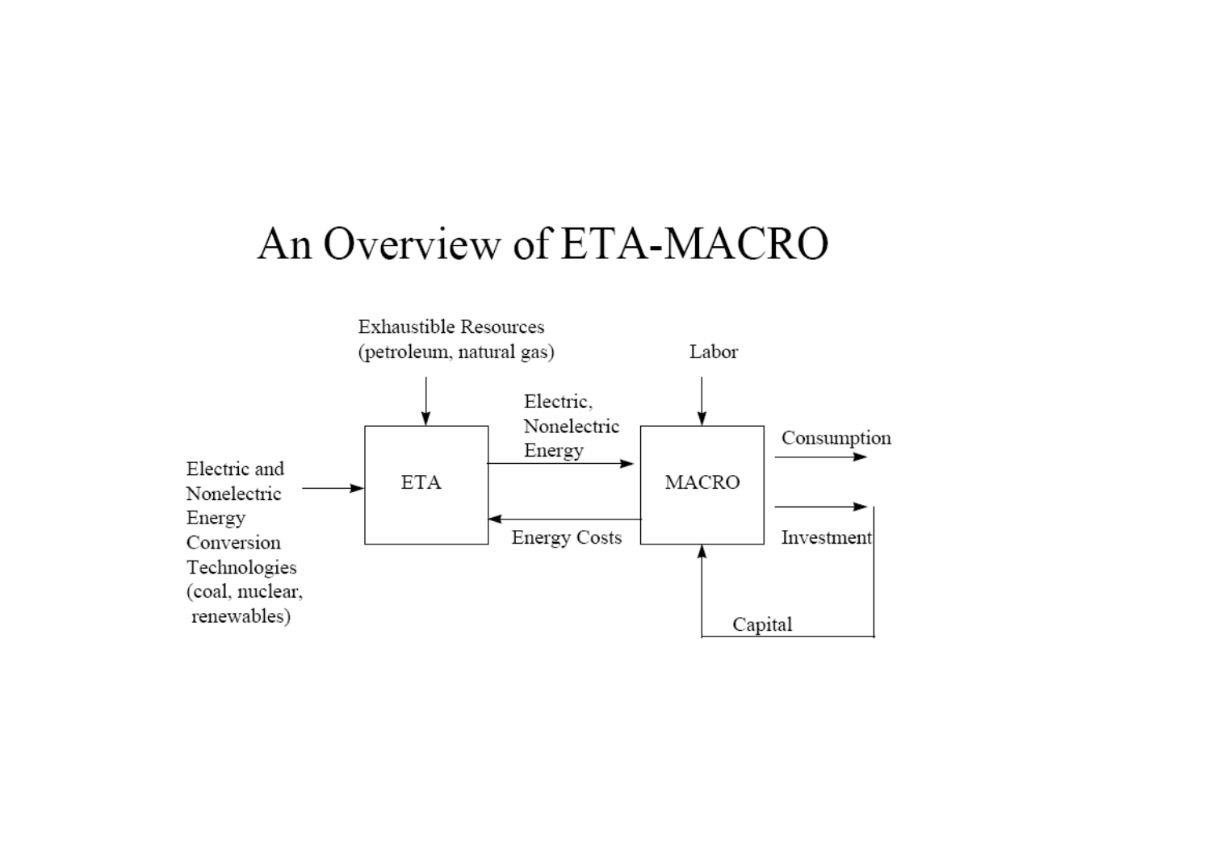# An Overview of ETA-MACRO

Exhaustible Resources (petroleum, natural gas)

Labor

Electric, Nonelectric Energy

Consumption

Electric and Nonelectric Energy Conversion Technologies (coal, nuclear, renewables)

ETA

MACRO

Energy Costs

Investment

Capital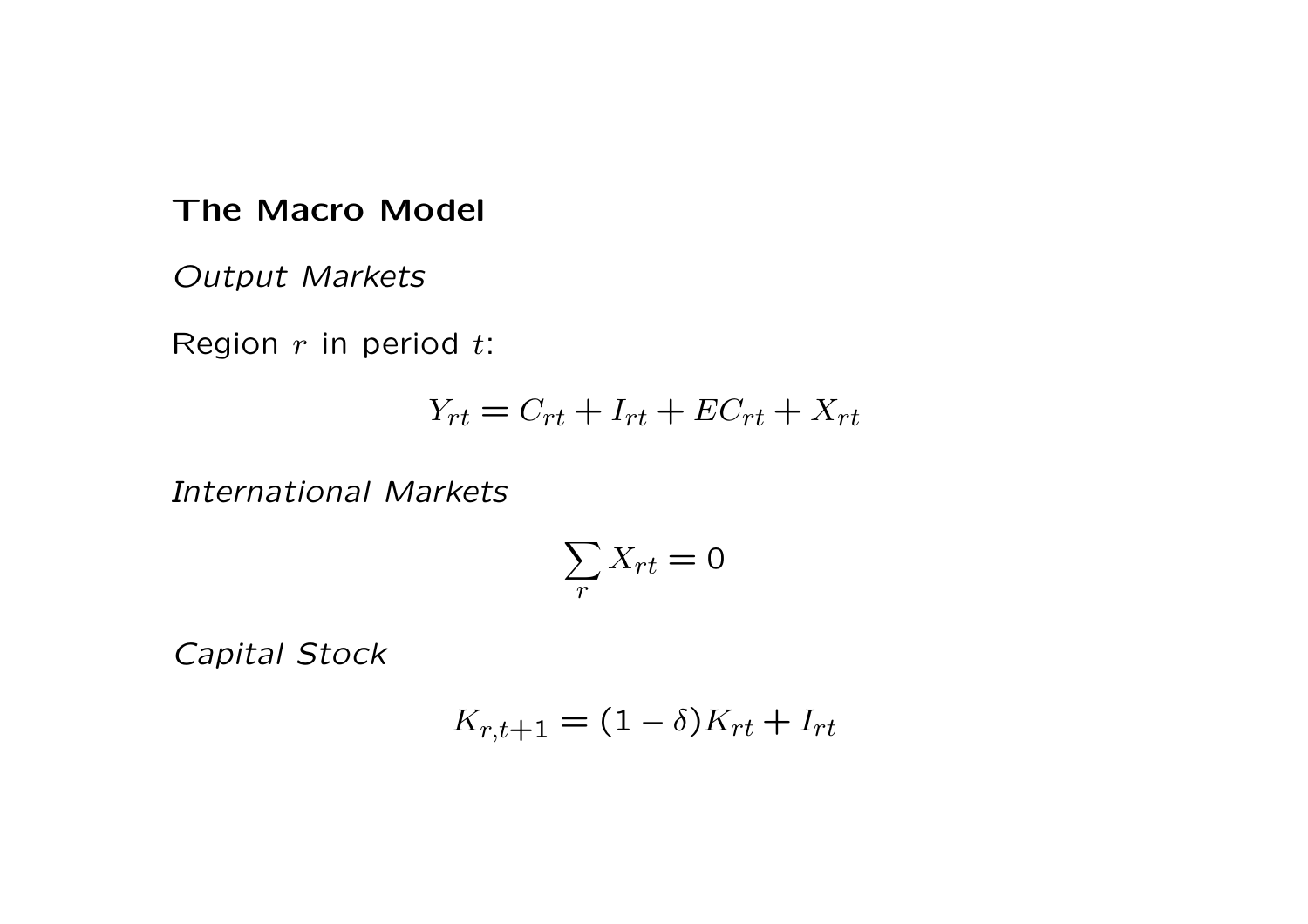**The Macro Model**

*Output Markets*

Region $r$ in period $t$:

$$Y_{rt} = C_{rt} + I_{rt} + EC_{rt} + X_{rt}$$

*International Markets*

$$\sum_{r} X_{rt} = 0$$

*Capital Stock*

$$K_{r,t+1} = (1 - \delta)K_{rt} + I_{rt}$$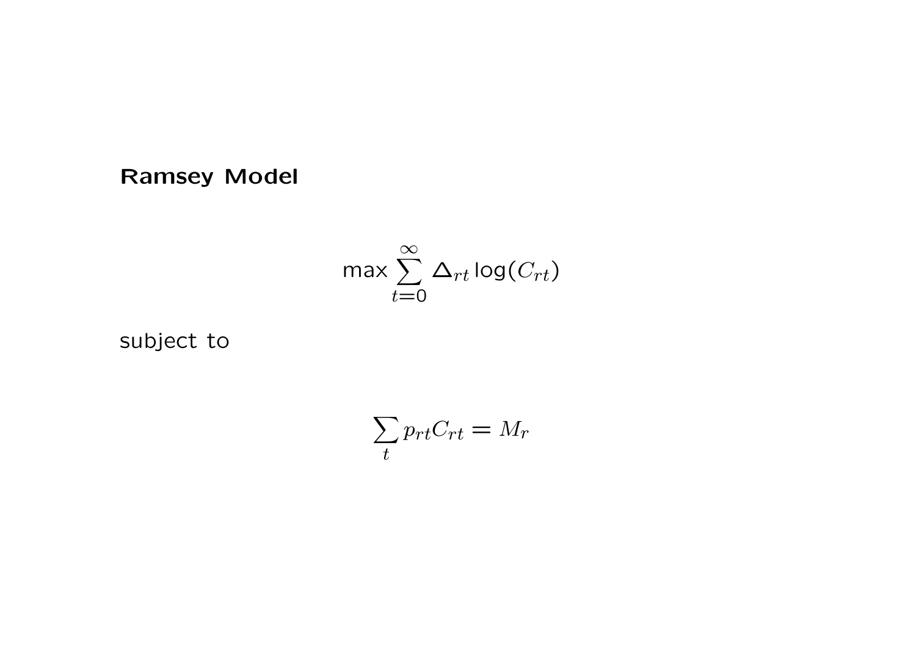**Ramsey Model**

$$\max \sum_{t=0}^{\infty} \Delta_{rt} \log(C_{rt})$$

subject to

$$\sum_{t} p_{rt} C_{rt} = M_r$$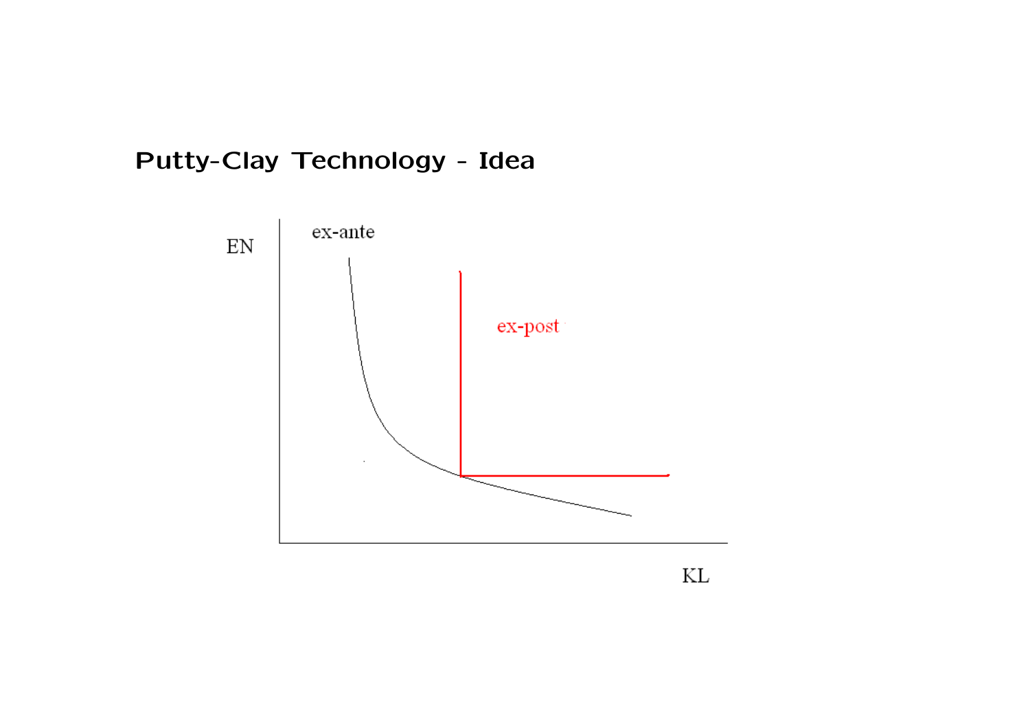## Putty-Clay Technology - Idea

EN

ex-ante

ex-post

KL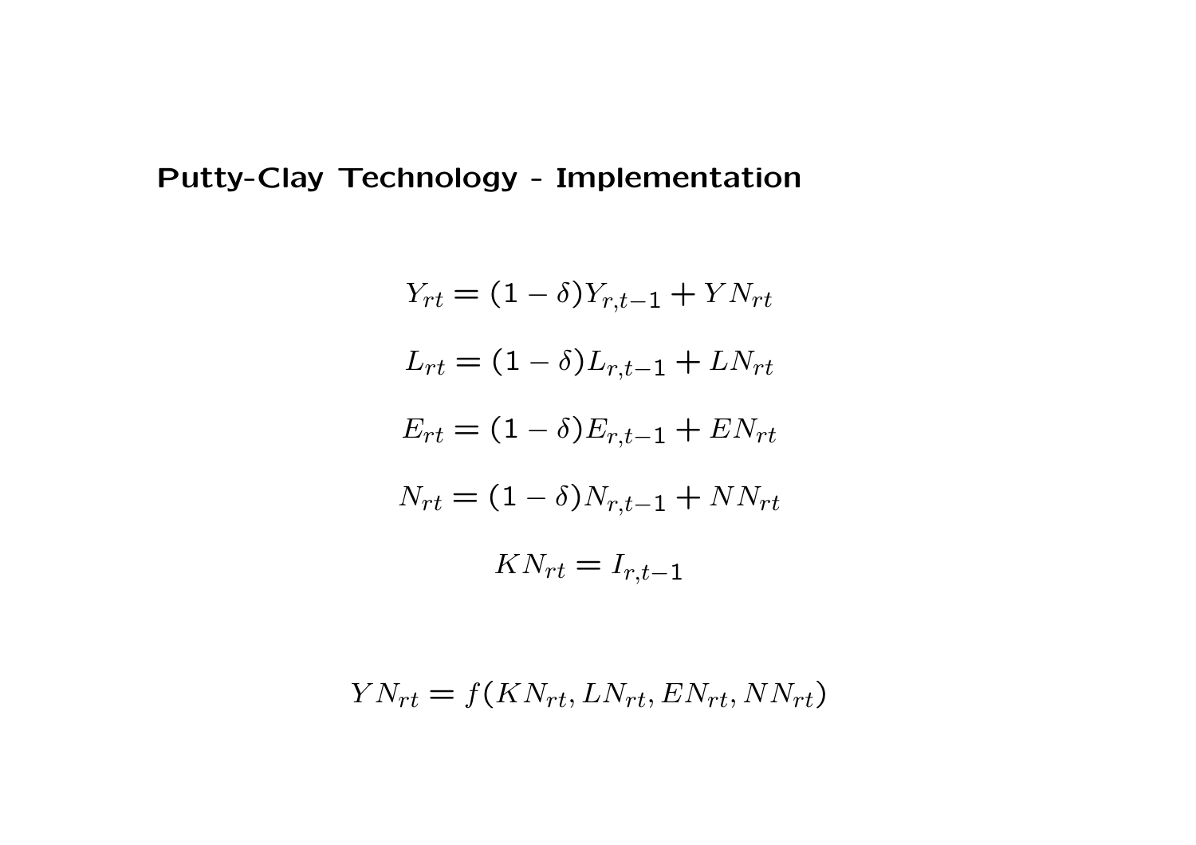## Putty-Clay Technology - Implementation

$$Y_{rt} = (1-\delta)Y_{r,t-1} + YN_{rt}$$

$$L_{rt} = (1-\delta)L_{r,t-1} + LN_{rt}$$

$$E_{rt} = (1-\delta)E_{r,t-1} + EN_{rt}$$

$$N_{rt} = (1-\delta)N_{r,t-1} + NN_{rt}$$

$$KN_{rt} = I_{r,t-1}$$

$$YN_{rt} = f(KN_{rt}, LN_{rt}, EN_{rt}, NN_{rt})$$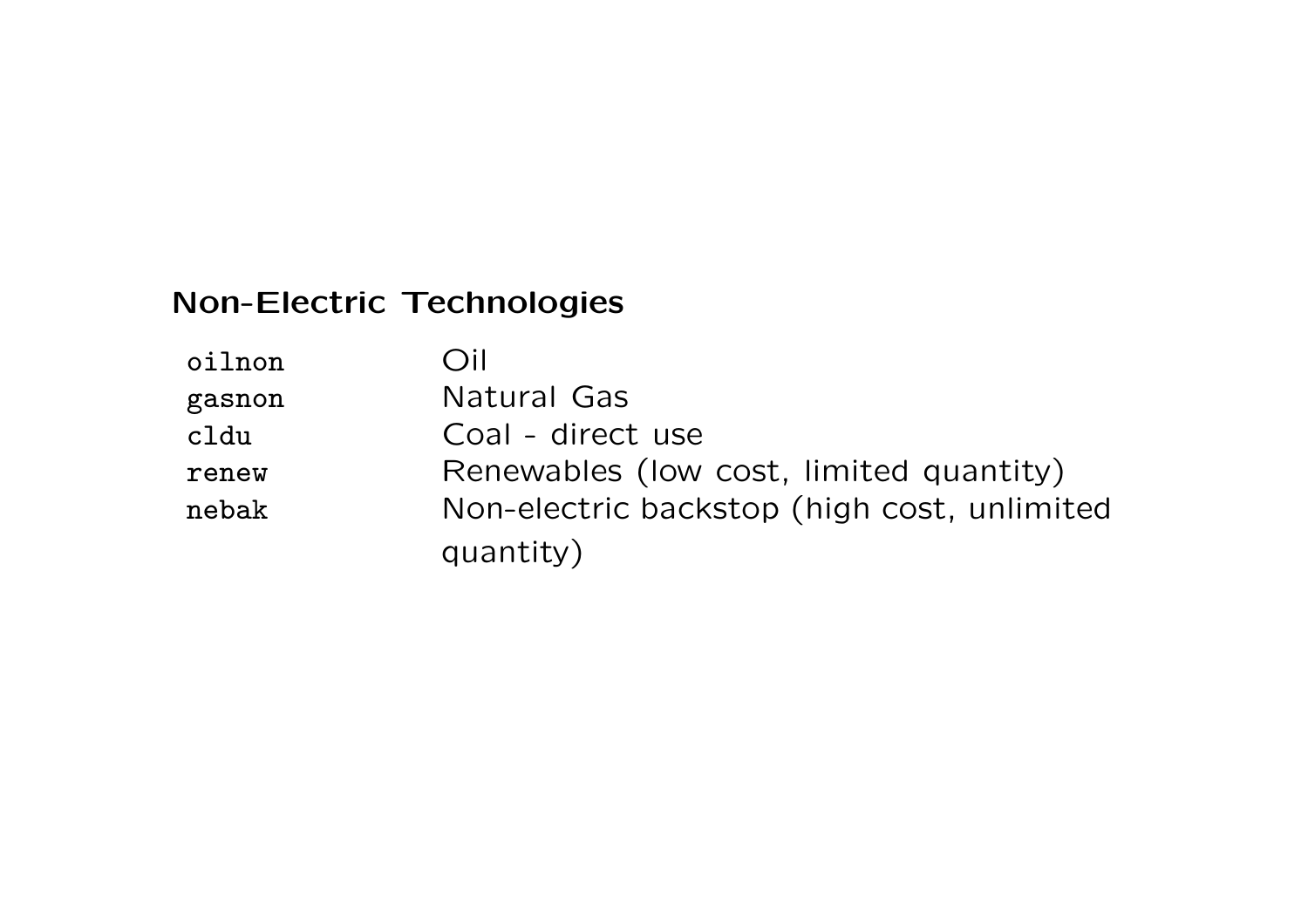## Non-Electric Technologies

| | |
|---|---|
| `oilnon` | Oil |
| `gasnon` | Natural Gas |
| `cldu` | Coal - direct use |
| `renew` | Renewables (low cost, limited quantity) |
| `nebak` | Non-electric backstop (high cost, unlimited quantity) |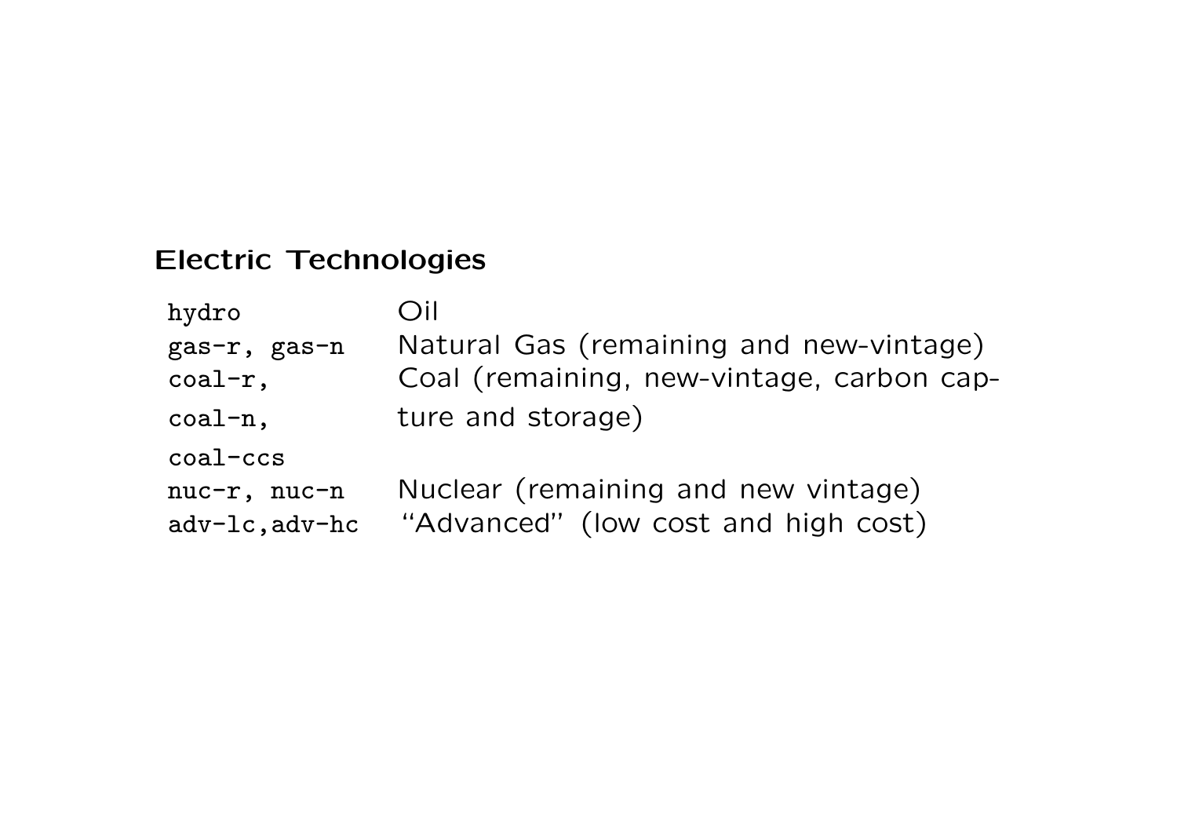## Electric Technologies

| | |
|---|---|
| `hydro` | Oil |
| `gas-r, gas-n` | Natural Gas (remaining and new-vintage) |
| `coal-r, coal-n, coal-ccs` | Coal (remaining, new-vintage, carbon capture and storage) |
| `nuc-r, nuc-n` | Nuclear (remaining and new vintage) |
| `adv-lc,adv-hc` | "Advanced" (low cost and high cost) |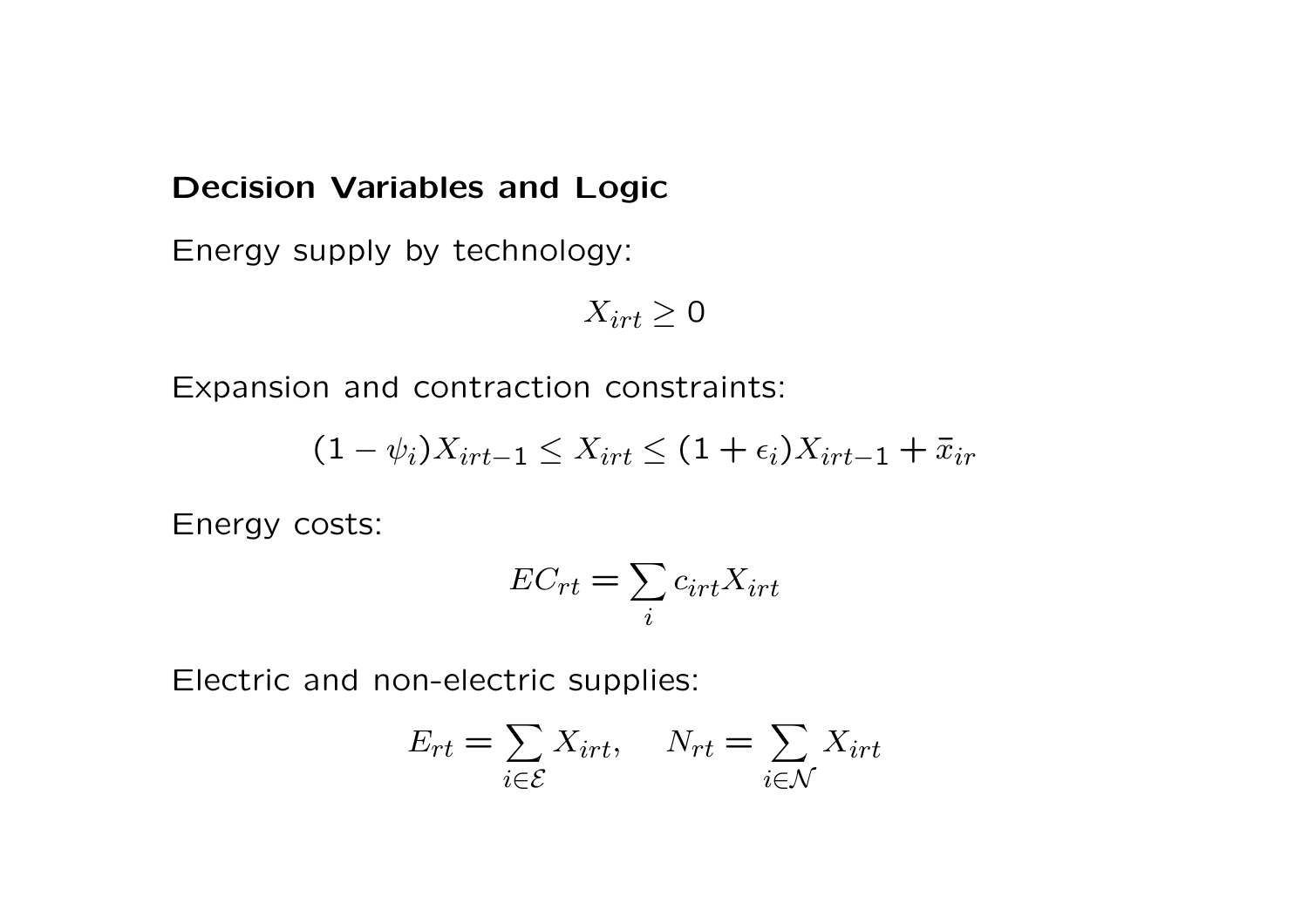## Decision Variables and Logic

Energy supply by technology:

$$X_{irt} \geq 0$$

Expansion and contraction constraints:

$$(1 - \psi_i) X_{irt-1} \leq X_{irt} \leq (1 + \epsilon_i) X_{irt-1} + \bar{x}_{ir}$$

Energy costs:

$$EC_{rt} = \sum_i c_{irt} X_{irt}$$

Electric and non-electric supplies:

$$E_{rt} = \sum_{i \in \mathcal{E}} X_{irt}, \quad N_{rt} = \sum_{i \in \mathcal{N}} X_{irt}$$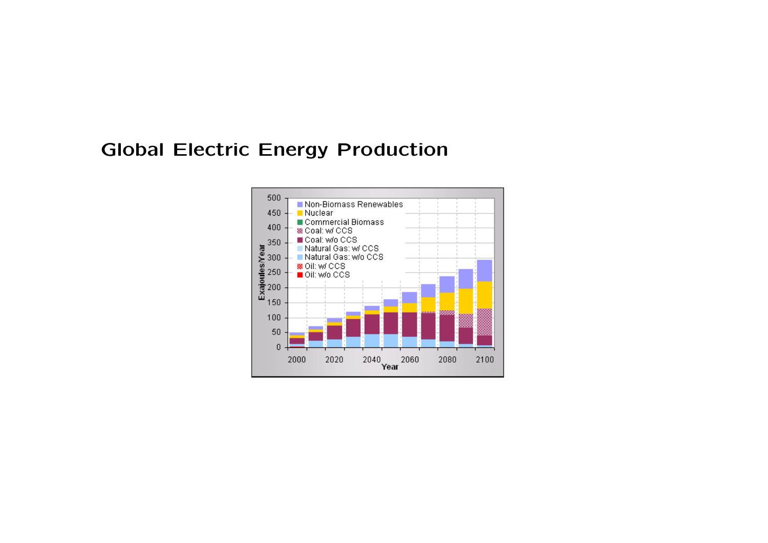# Global Electric Energy Production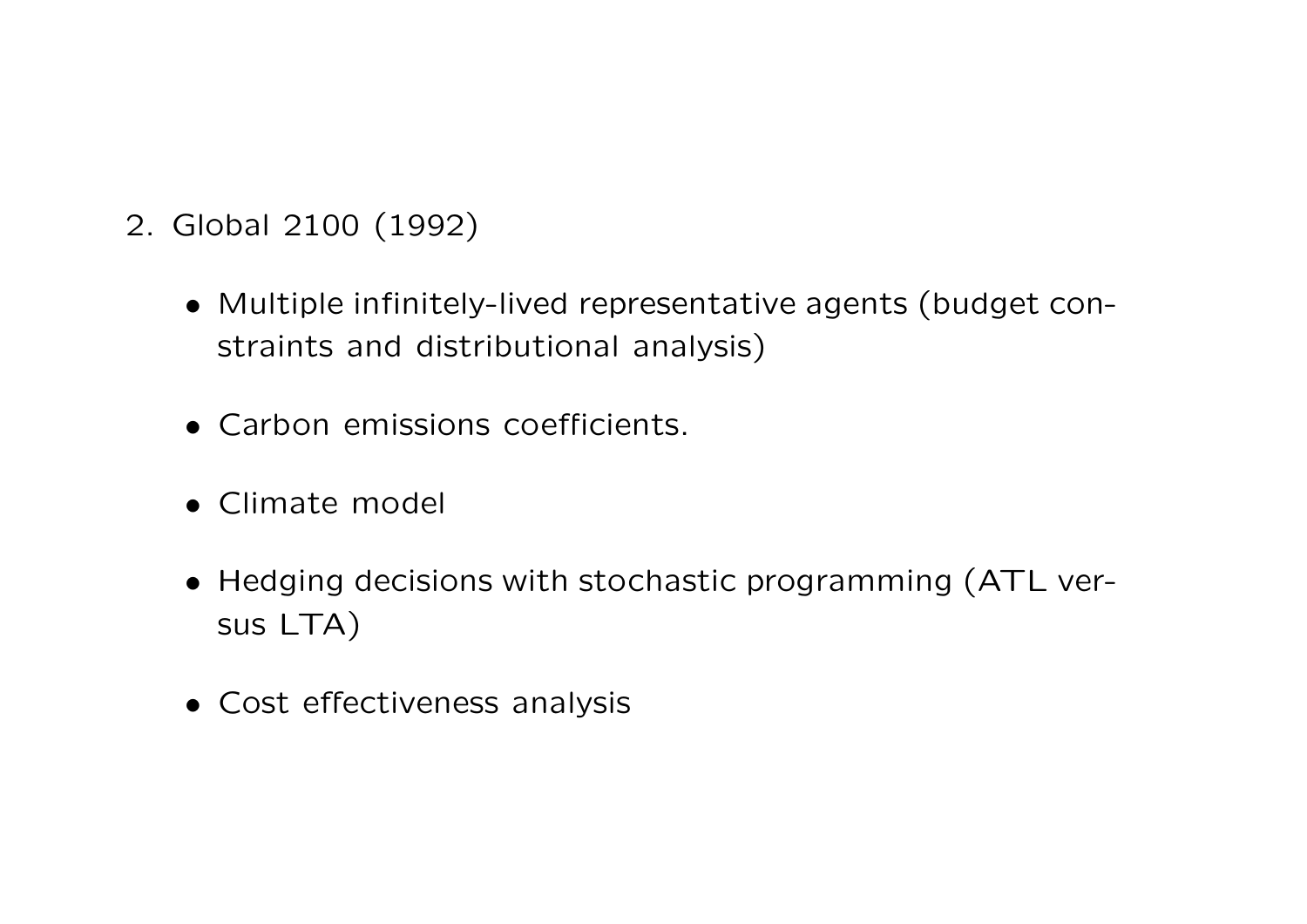2. Global 2100 (1992)

   - Multiple infinitely-lived representative agents (budget constraints and distributional analysis)

   - Carbon emissions coefficients.

   - Climate model

   - Hedging decisions with stochastic programming (ATL versus LTA)

   - Cost effectiveness analysis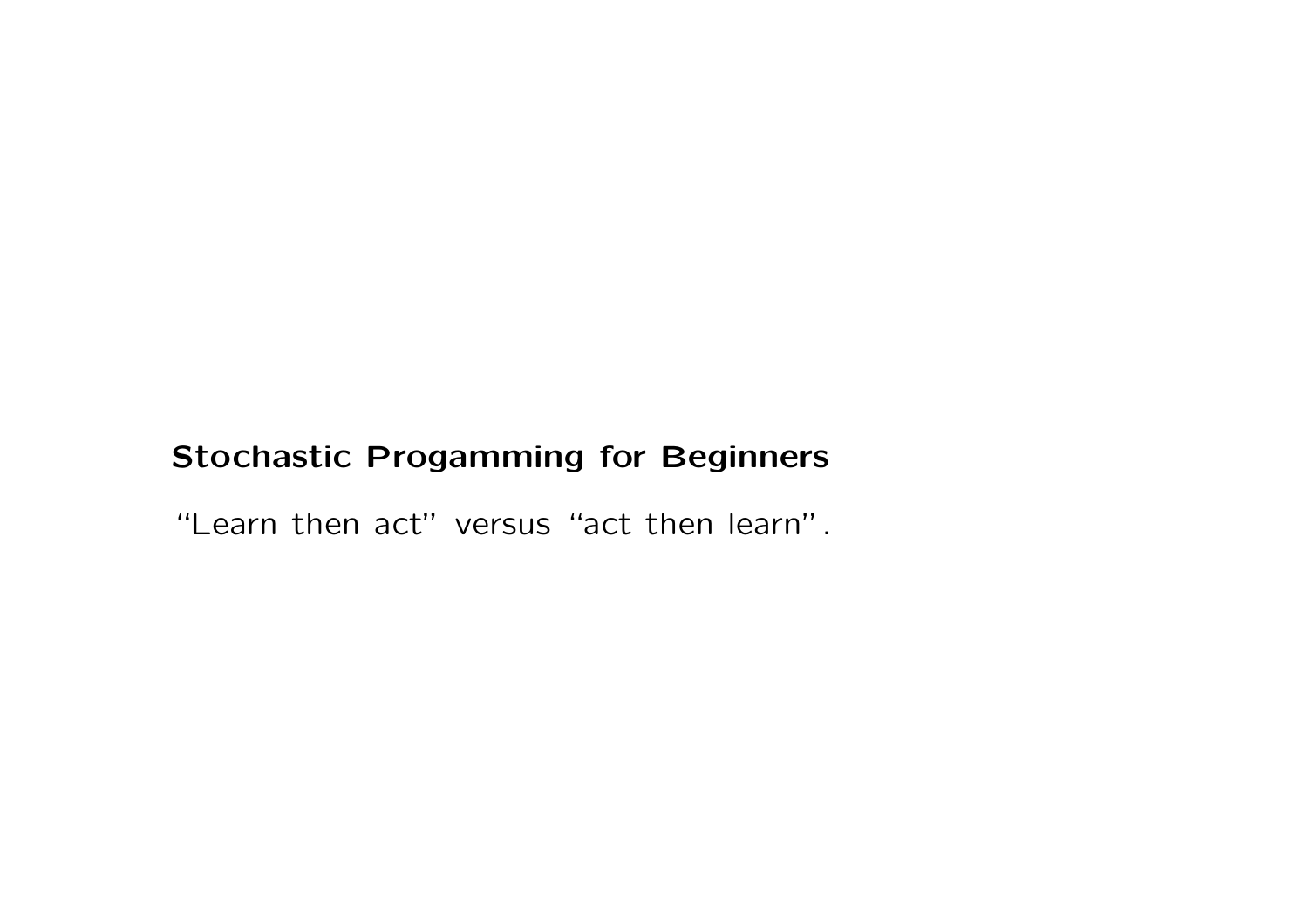**Stochastic Progamming for Beginners**

“Learn then act” versus “act then learn”.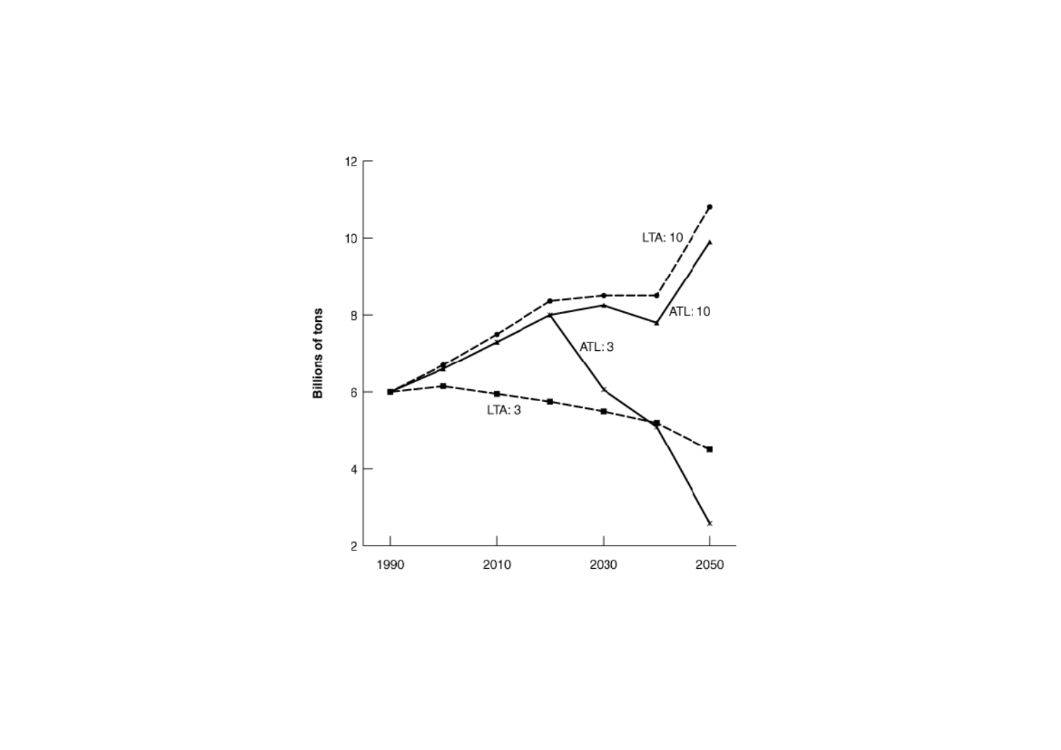Billions of tons

12

10

8

6

4

2

1990 2010 2030 2050

LTA: 10

ATL: 10

ATL: 3

LTA: 3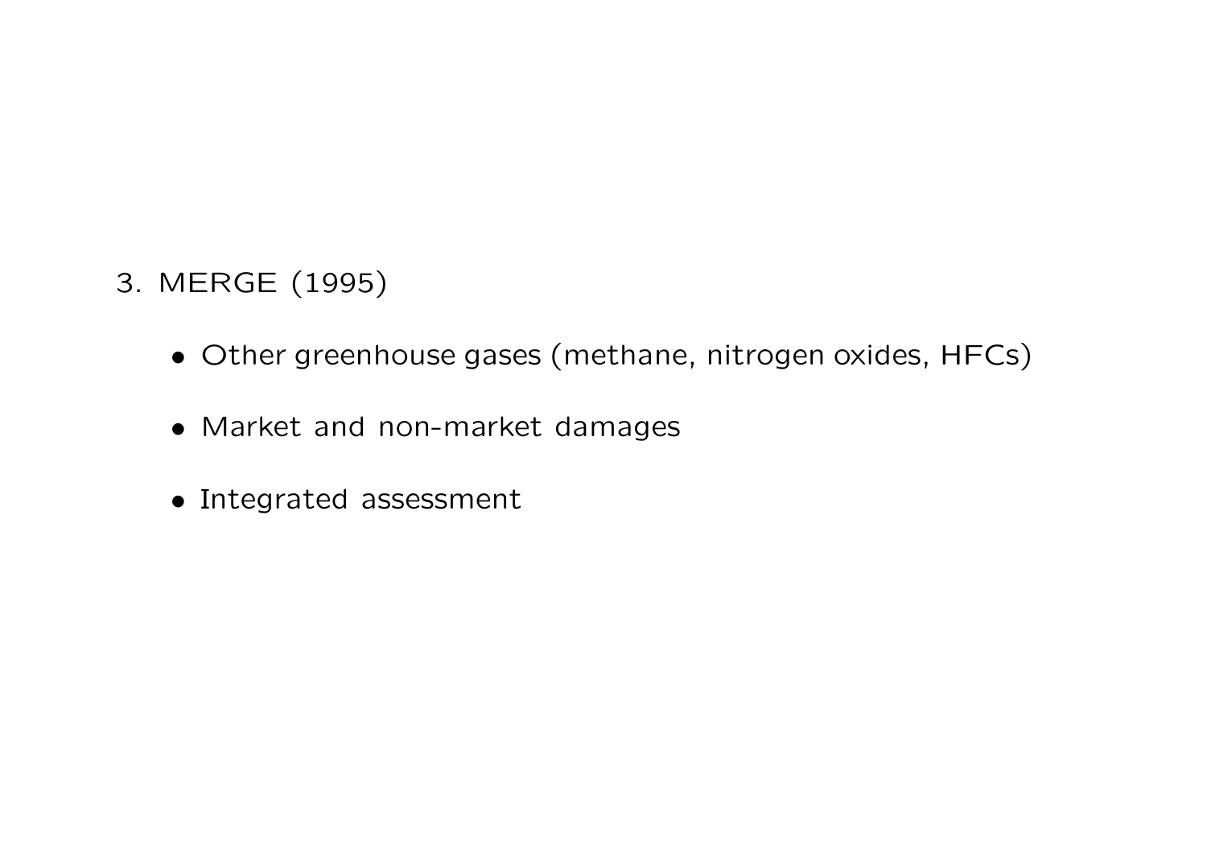3. MERGE (1995)

   - Other greenhouse gases (methane, nitrogen oxides, HFCs)

   - Market and non-market damages

   - Integrated assessment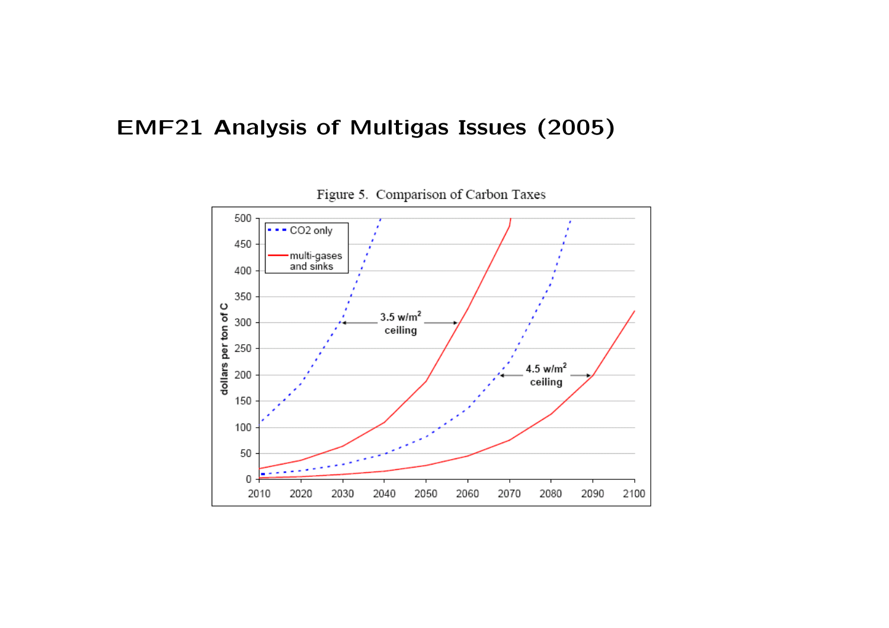# EMF21 Analysis of Multigas Issues (2005)

Figure 5. Comparison of Carbon Taxes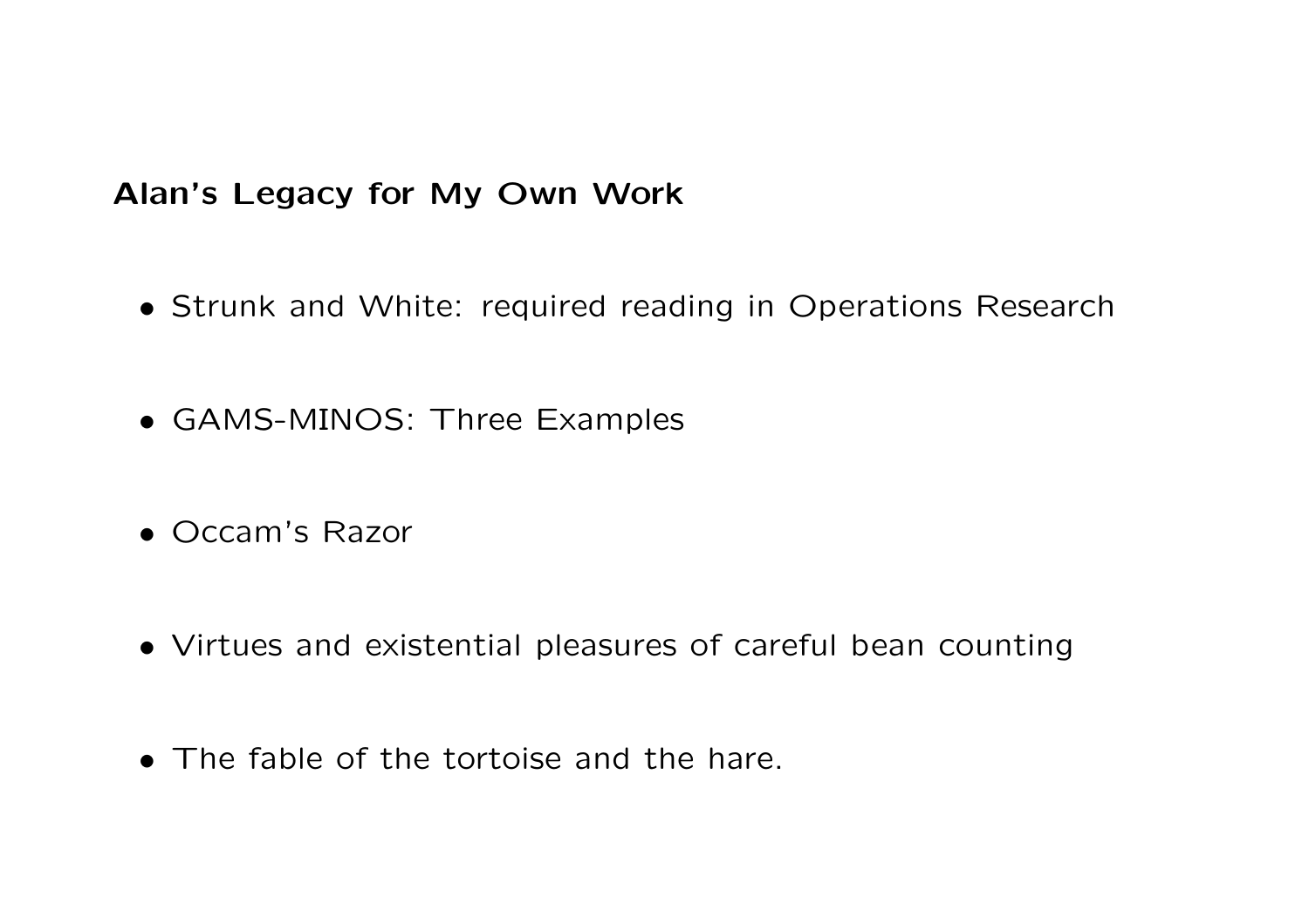## Alan's Legacy for My Own Work

- Strunk and White: required reading in Operations Research
- GAMS-MINOS: Three Examples
- Occam's Razor
- Virtues and existential pleasures of careful bean counting
- The fable of the tortoise and the hare.